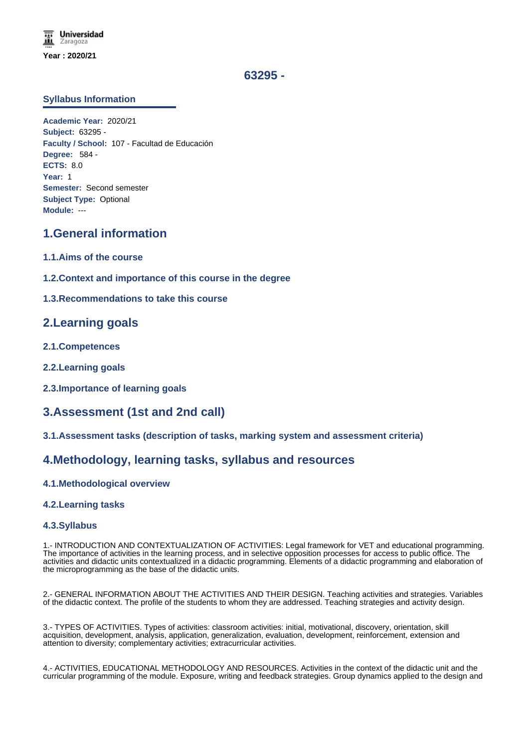Universidad Zaragoza

Year : 2020/21

# 63295 -

## Syllabus Information

**Academic Year:** 2020/21
**Subject:** 63295 -
**Faculty / School:** 107 - Facultad de Educación
**Degree:** 584 -
**ECTS:** 8.0
**Year:** 1
**Semester:** Second semester
**Subject Type:** Optional
**Module:** ---

## 1.General information

### 1.1.Aims of the course

### 1.2.Context and importance of this course in the degree

### 1.3.Recommendations to take this course

## 2.Learning goals

### 2.1.Competences

### 2.2.Learning goals

### 2.3.Importance of learning goals

## 3.Assessment (1st and 2nd call)

### 3.1.Assessment tasks (description of tasks, marking system and assessment criteria)

## 4.Methodology, learning tasks, syllabus and resources

### 4.1.Methodological overview

### 4.2.Learning tasks

### 4.3.Syllabus

1.- INTRODUCTION AND CONTEXTUALIZATION OF ACTIVITIES: Legal framework for VET and educational programming. The importance of activities in the learning process, and in selective opposition processes for access to public office. The activities and didactic units contextualized in a didactic programming. Elements of a didactic programming and elaboration of the microprogramming as the base of the didactic units.

2.- GENERAL INFORMATION ABOUT THE ACTIVITIES AND THEIR DESIGN. Teaching activities and strategies. Variables of the didactic context. The profile of the students to whom they are addressed. Teaching strategies and activity design.

3.- TYPES OF ACTIVITIES. Types of activities: classroom activities: initial, motivational, discovery, orientation, skill acquisition, development, analysis, application, generalization, evaluation, development, reinforcement, extension and attention to diversity; complementary activities; extracurricular activities.

4.- ACTIVITIES, EDUCATIONAL METHODOLOGY AND RESOURCES. Activities in the context of the didactic unit and the curricular programming of the module. Exposure, writing and feedback strategies. Group dynamics applied to the design and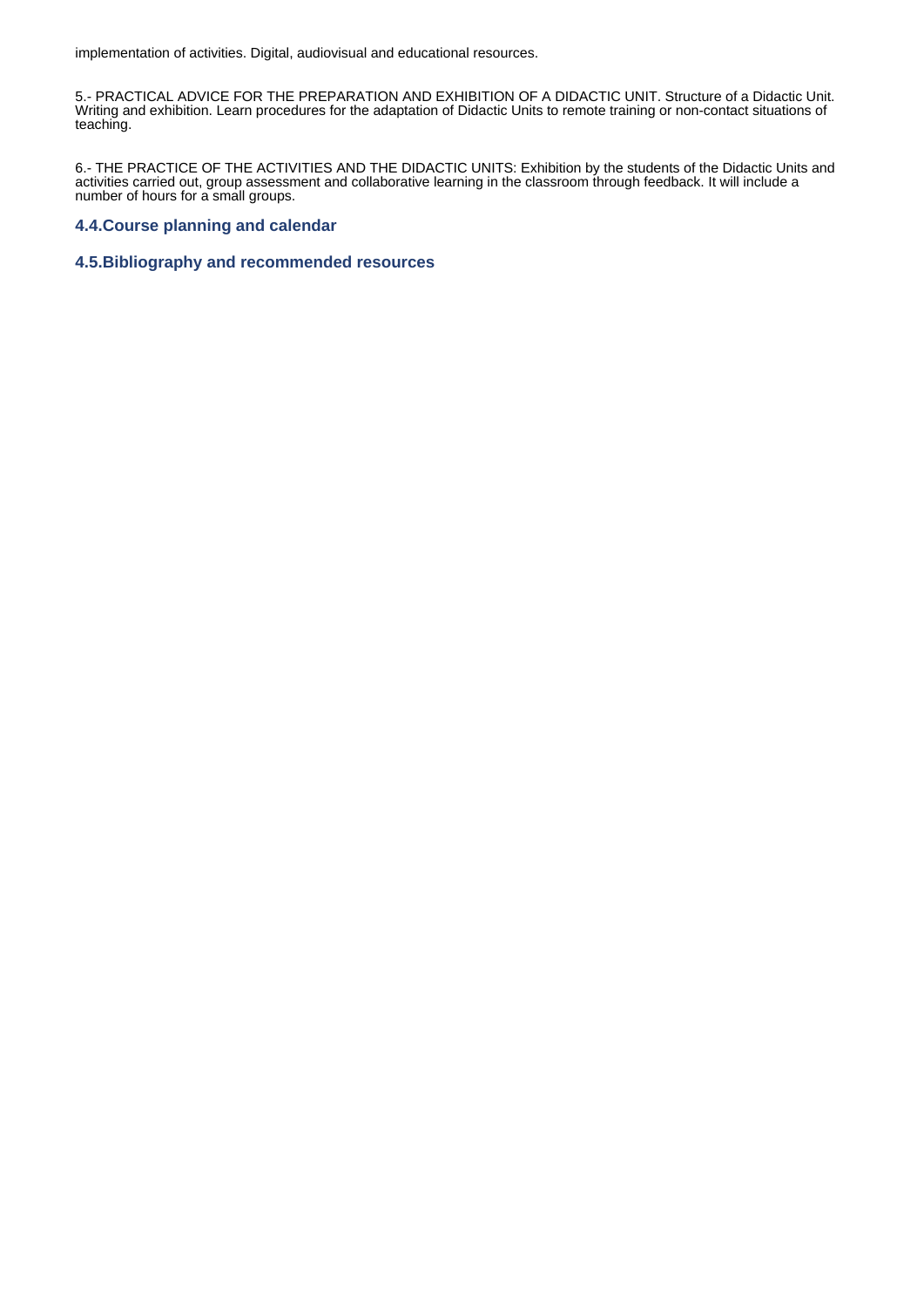implementation of activities. Digital, audiovisual and educational resources.

5.- PRACTICAL ADVICE FOR THE PREPARATION AND EXHIBITION OF A DIDACTIC UNIT. Structure of a Didactic Unit. Writing and exhibition. Learn procedures for the adaptation of Didactic Units to remote training or non-contact situations of teaching.

6.- THE PRACTICE OF THE ACTIVITIES AND THE DIDACTIC UNITS: Exhibition by the students of the Didactic Units and activities carried out, group assessment and collaborative learning in the classroom through feedback. It will include a number of hours for a small groups.

### 4.4.Course planning and calendar

### 4.5.Bibliography and recommended resources